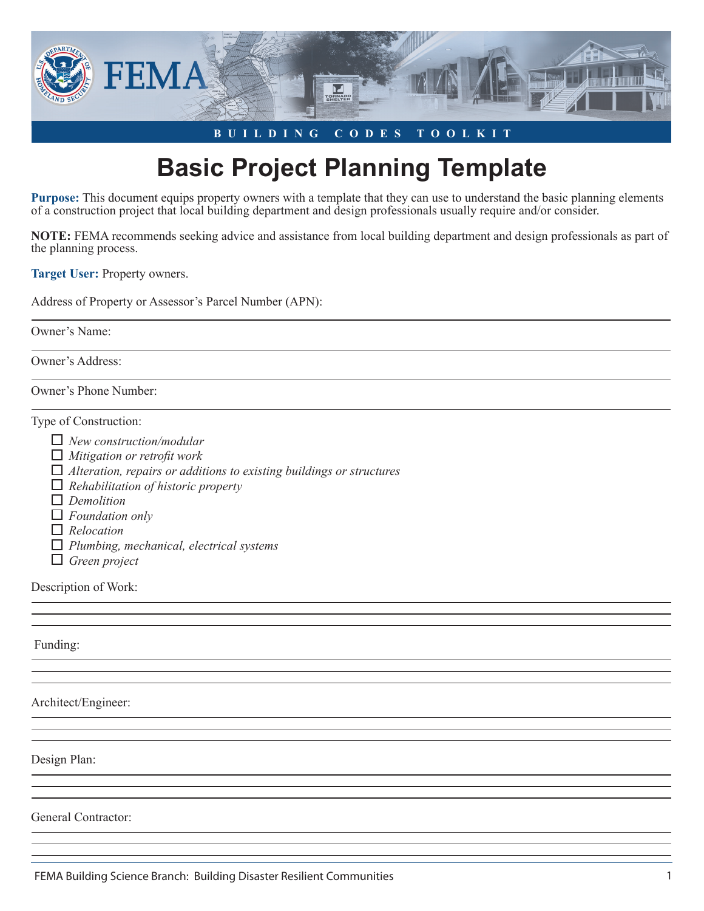BUILDING CODES TOOLKIT

# Basic Project Planning Template

**Purpose:** This document equips property owners with a template that they can use to understand the basic planning elements of a construction project that local building department and design professionals usually require and/or consider.

**NOTE:** FEMA recommends seeking advice and assistance from local building department and design professionals as part of the planning process.

**Target User:** Property owners.

Address of Property or Assessor's Parcel Number (APN):

Owner's Name:

Owner's Address:

Owner's Phone Number:

Type of Construction:

- ☐ *New construction/modular*
- ☐ *Mitigation or retrofit work*
- ☐ *Alteration, repairs or additions to existing buildings or structures*
- ☐ *Rehabilitation of historic property*
- ☐ *Demolition*
- ☐ *Foundation only*
- ☐ *Relocation*
- ☐ *Plumbing, mechanical, electrical systems*
- ☐ *Green project*

Description of Work:

Funding:

Architect/Engineer:

Design Plan:

General Contractor: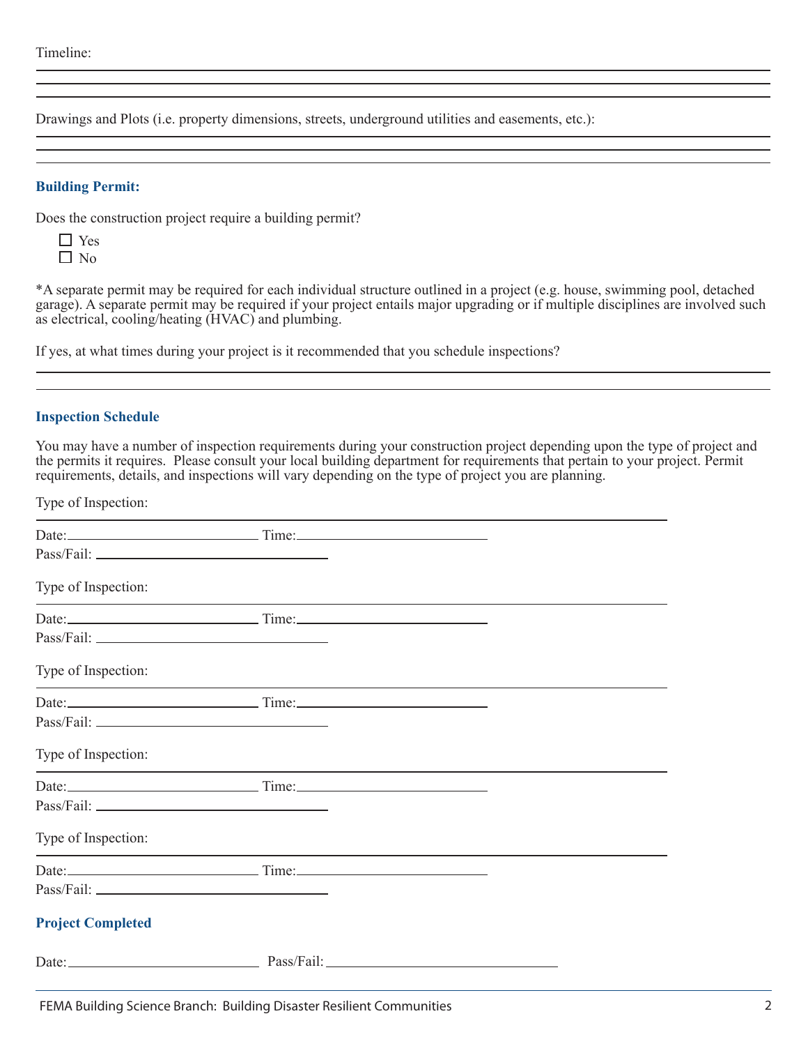Timeline:

Drawings and Plots (i.e. property dimensions, streets, underground utilities and easements, etc.):

### Building Permit:

Does the construction project require a building permit?

- ☐ Yes
- ☐ No

*A separate permit may be required for each individual structure outlined in a project (e.g. house, swimming pool, detached garage). A separate permit may be required if your project entails major upgrading or if multiple disciplines are involved such as electrical, cooling/heating (HVAC) and plumbing.

If yes, at what times during your project is it recommended that you schedule inspections?

### Inspection Schedule

You may have a number of inspection requirements during your construction project depending upon the type of project and the permits it requires. Please consult your local building department for requirements that pertain to your project. Permit requirements, details, and inspections will vary depending on the type of project you are planning.

Type of Inspection:

Date:\_\_\_\_\_\_\_\_\_\_ Time:\_\_\_\_\_\_\_\_\_\_

Pass/Fail: \_\_\_\_\_\_\_\_\_\_

Type of Inspection:

Date:\_\_\_\_\_\_\_\_\_\_ Time:\_\_\_\_\_\_\_\_\_\_

Pass/Fail: \_\_\_\_\_\_\_\_\_\_

Type of Inspection:

Date:\_\_\_\_\_\_\_\_\_\_ Time:\_\_\_\_\_\_\_\_\_\_

Pass/Fail: \_\_\_\_\_\_\_\_\_\_

Type of Inspection:

Date:\_\_\_\_\_\_\_\_\_\_ Time:\_\_\_\_\_\_\_\_\_\_

Pass/Fail: \_\_\_\_\_\_\_\_\_\_

Type of Inspection:

Date:\_\_\_\_\_\_\_\_\_\_ Time:\_\_\_\_\_\_\_\_\_\_

Pass/Fail: \_\_\_\_\_\_\_\_\_\_

### Project Completed

Date:\_\_\_\_\_\_\_\_\_\_ Pass/Fail:\_\_\_\_\_\_\_\_\_\_